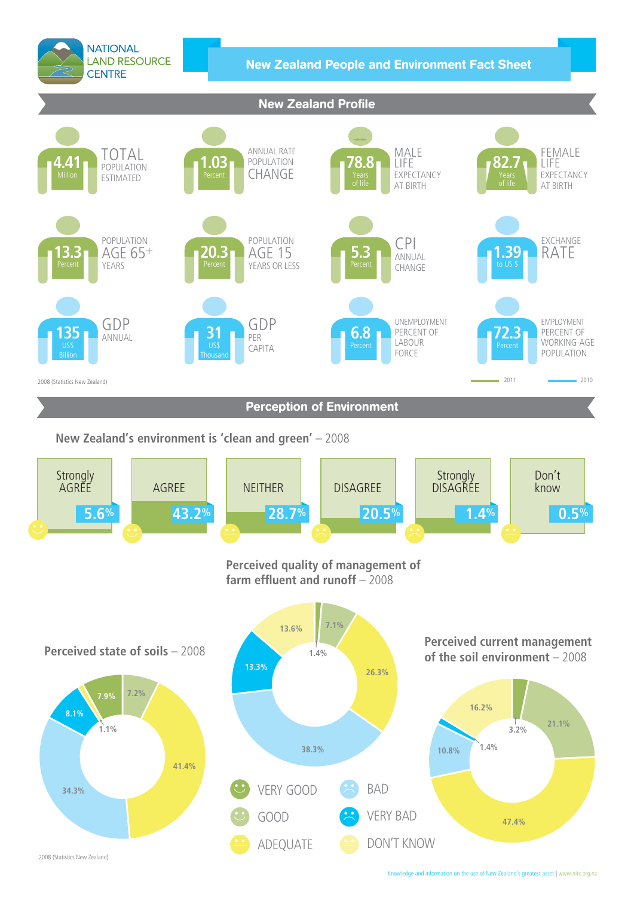NATIONAL LAND RESOURCE CENTRE

# New Zealand People and Environment Fact Sheet

## New Zealand Profile

| Value | Description |
| --- | --- |
| 4.41 Million | TOTAL POPULATION ESTIMATED |
| 1.03 Percent | ANNUAL RATE POPULATION CHANGE |
| 78.8 Years of life | MALE LIFE EXPECTANCY AT BIRTH |
| 82.7 Years of life | FEMALE LIFE EXPECTANCY AT BIRTH |
| 13.3 Percent | POPULATION AGE 65+ YEARS |
| 20.3 Percent | POPULATION AGE 15 YEARS OR LESS |
| 5.3 Percent | CPI ANNUAL CHANGE |
| 1.39 to US $ | EXCHANGE RATE |
| 135 US$ Billion | GDP ANNUAL |
| 31 US$ Thousand | GDP PER CAPITA |
| 6.8 Percent | UNEMPLOYMENT PERCENT OF LABOUR FORCE |
| 72.3 Percent | EMPLOYMENT PERCENT OF WORKING-AGE POPULATION |

2008 (Statistics New Zealand)

2011 — 2010

## Perception of Environment

### New Zealand's environment is 'clean and green' – 2008

| Strongly AGREE | AGREE | NEITHER | DISAGREE | Strongly DISAGREE | Don't know |
| --- | --- | --- | --- | --- | --- |
| 5.6% | 43.2% | 28.7% | 20.5% | 1.4% | 0.5% |

### Perceived quality of management of farm effluent and runoff – 2008

| Rating | Percent |
| --- | --- |
| VERY GOOD | 1.4% |
| GOOD | 7.1% |
| ADEQUATE | 26.3% |
| BAD | 38.3% |
| VERY BAD | 13.3% |
| DON'T KNOW | 13.6% |

### Perceived state of soils – 2008

| Rating | Percent |
| --- | --- |
| VERY GOOD | 7.9% |
| GOOD | 7.2% |
| ADEQUATE | 41.4% |
| BAD | 34.3% |
| VERY BAD | 8.1% |
| DON'T KNOW | 1.1% |

### Perceived current management of the soil environment – 2008

| Rating | Percent |
| --- | --- |
| VERY GOOD | 3.2% |
| GOOD | 21.1% |
| ADEQUATE | 47.4% |
| BAD | 10.8% |
| VERY BAD | 1.4% |
| DON'T KNOW | 16.2% |

2008 (Statistics New Zealand)

Knowledge and information on the use of New Zealand's greatest asset | www.nlrc.org.nz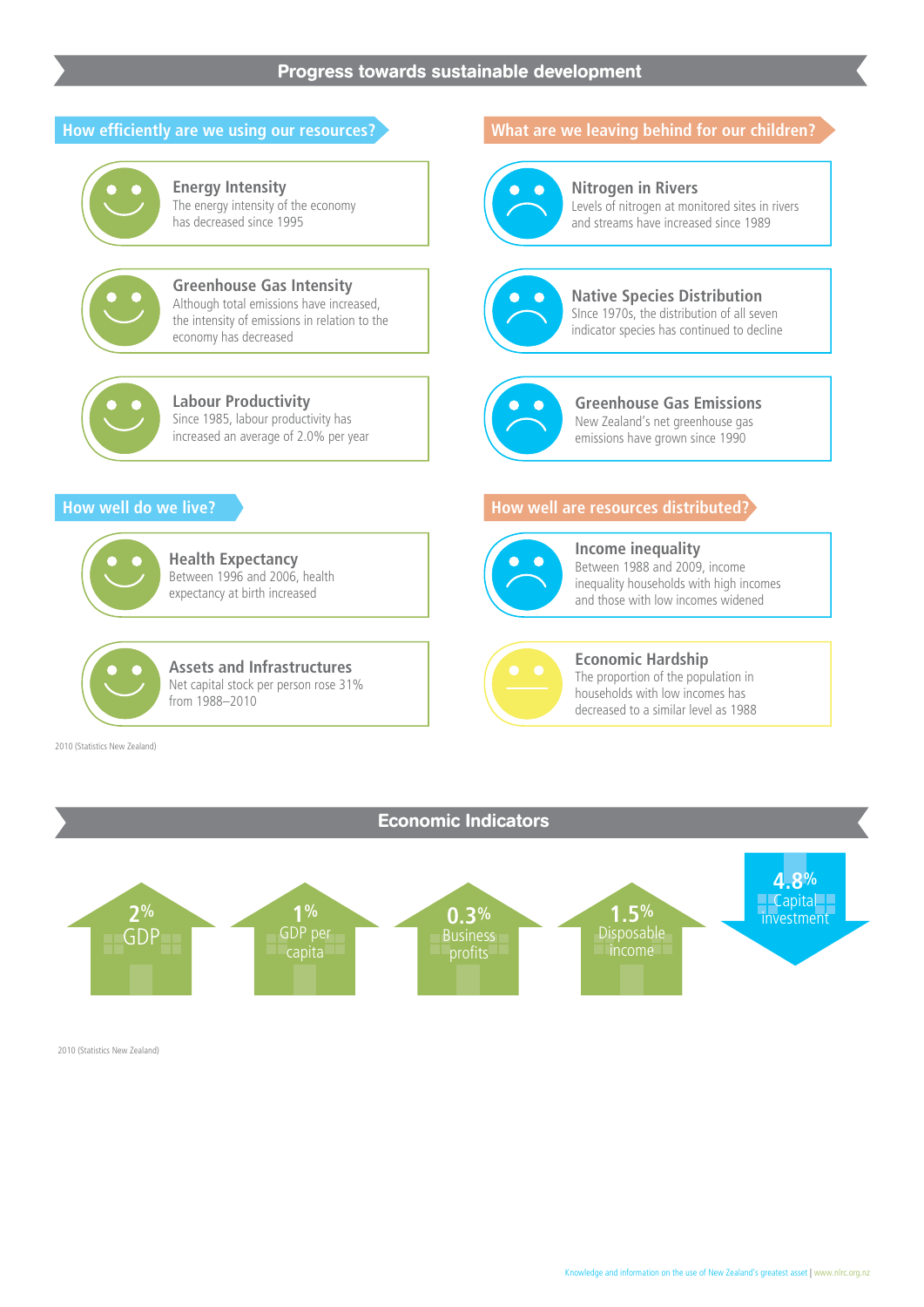# Progress towards sustainable development

## How efficiently are we using our resources?

**Energy Intensity**
The energy intensity of the economy has decreased since 1995

**Greenhouse Gas Intensity**
Although total emissions have increased, the intensity of emissions in relation to the economy has decreased

**Labour Productivity**
Since 1985, labour productivity has increased an average of 2.0% per year

## What are we leaving behind for our children?

**Nitrogen in Rivers**
Levels of nitrogen at monitored sites in rivers and streams have increased since 1989

**Native Species Distribution**
SInce 1970s, the distribution of all seven indicator species has continued to decline

**Greenhouse Gas Emissions**
New Zealand's net greenhouse gas emissions have grown since 1990

## How well do we live?

**Health Expectancy**
Between 1996 and 2006, health expectancy at birth increased

**Assets and Infrastructures**
Net capital stock per person rose 31% from 1988–2010

## How well are resources distributed?

**Income inequality**
Between 1988 and 2009, income inequality households with high incomes and those with low incomes widened

**Economic Hardship**
The proportion of the population in households with low incomes has decreased to a similar level as 1988

2010 (Statistics New Zealand)

# Economic Indicators

2% GDP

1% GDP per capita

0.3% Business profits

1.5% Disposable income

4.8% Capital investment

2010 (Statistics New Zealand)

Knowledge and information on the use of New Zealand's greatest asset | www.nlrc.org.nz